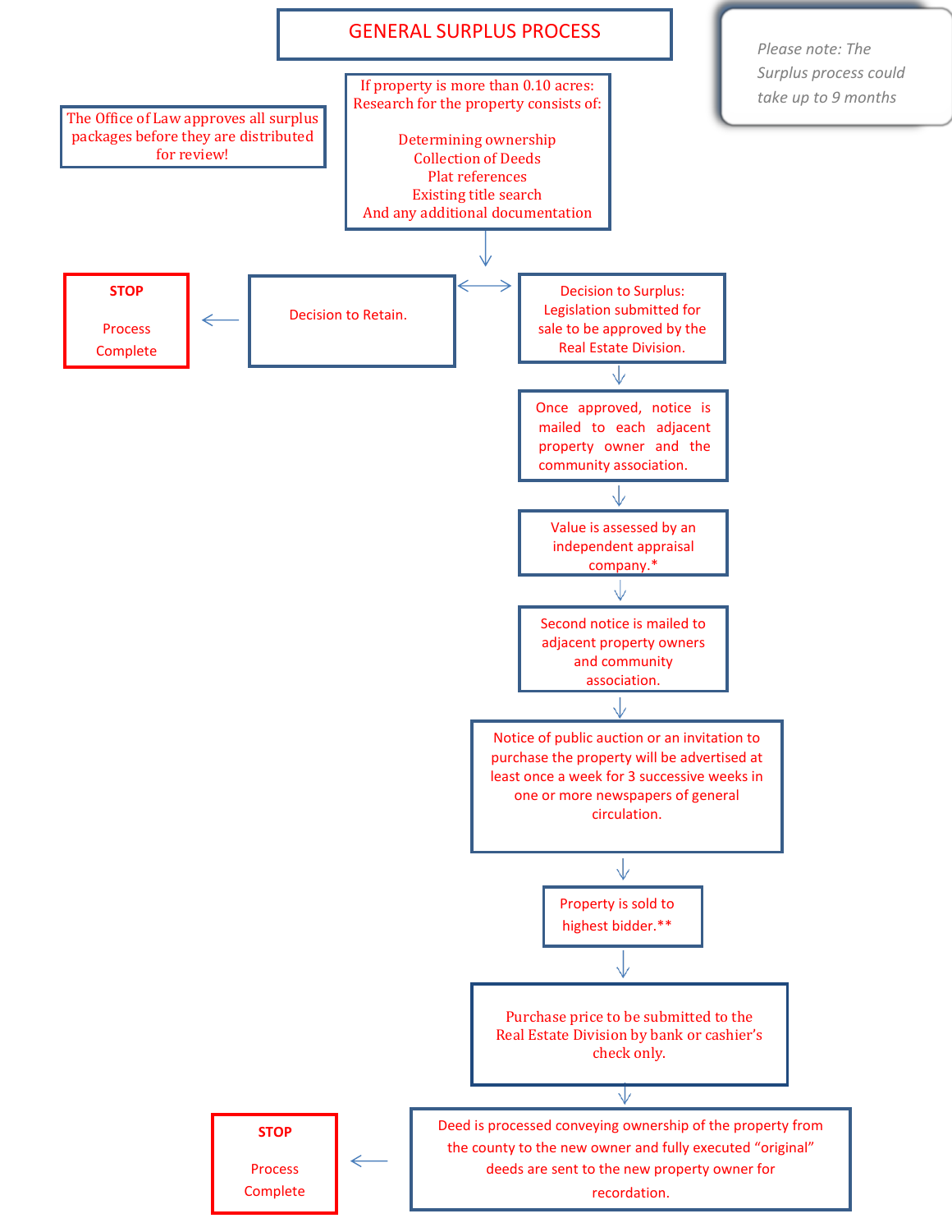# GENERAL SURPLUS PROCESS

*Please note: The Surplus process could take up to 9 months*

The Office of Law approves all surplus packages before they are distributed for review!

If property is more than 0.10 acres:
Research for the property consists of:

Determining ownership
Collection of Deeds
Plat references
Existing title search
And any additional documentation

↓

Decision to Retain. → **STOP** Process Complete

Decision to Surplus: Legislation submitted for sale to be approved by the Real Estate Division.

↓

Once approved, notice is mailed to each adjacent property owner and the community association.

↓

Value is assessed by an independent appraisal company.*

↓

Second notice is mailed to adjacent property owners and community association.

↓

Notice of public auction or an invitation to purchase the property will be advertised at least once a week for 3 successive weeks in one or more newspapers of general circulation.

↓

Property is sold to highest bidder.**

↓

Purchase price to be submitted to the Real Estate Division by bank or cashier's check only.

↓

Deed is processed conveying ownership of the property from the county to the new owner and fully executed "original" deeds are sent to the new property owner for recordation. → **STOP** Process Complete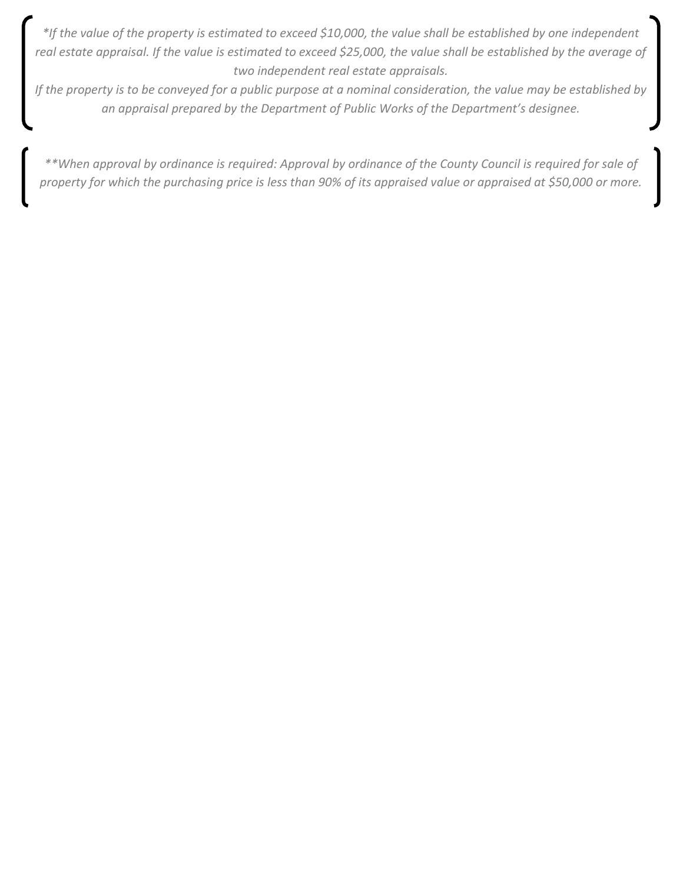*\*If the value of the property is estimated to exceed $10,000, the value shall be established by one independent real estate appraisal. If the value is estimated to exceed $25,000, the value shall be established by the average of two independent real estate appraisals.*

*If the property is to be conveyed for a public purpose at a nominal consideration, the value may be established by an appraisal prepared by the Department of Public Works of the Department's designee.*

*\*\*When approval by ordinance is required: Approval by ordinance of the County Council is required for sale of property for which the purchasing price is less than 90% of its appraised value or appraised at $50,000 or more.*